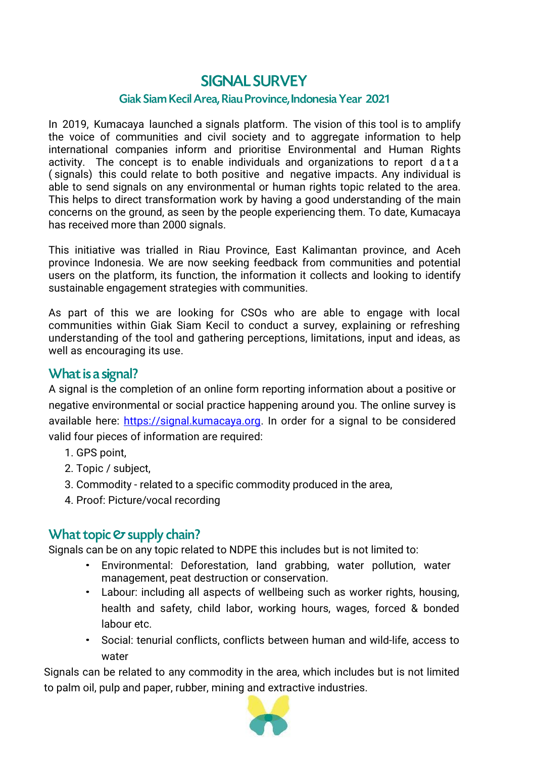# SIGNAL SURVEY

## Giak Siam Kecil Area, Riau Province, Indonesia Year 2021

In 2019, Kumacaya launched a signals platform. The vision of this tool is to amplify the voice of communities and civil society and to aggregate information to help international companies inform and prioritise Environmental and Human Rights activity. The concept is to enable individuals and organizations to report data (signals) this could relate to both positive and negative impacts. Any individual is able to send signals on any environmental or human rights topic related to the area. This helps to direct transformation work by having a good understanding of the main concerns on the ground, as seen by the people experiencing them. To date, Kumacaya has received more than 2000 signals.

This initiative was trialled in Riau Province, East Kalimantan province, and Aceh province Indonesia. We are now seeking feedback from communities and potential users on the platform, its function, the information it collects and looking to identify sustainable engagement strategies with communities.

As part of this we are looking for CSOs who are able to engage with local communities within Giak Siam Kecil to conduct a survey, explaining or refreshing understanding of the tool and gathering perceptions, limitations, input and ideas, as well as encouraging its use.

## What is a signal?

A signal is the completion of an online form reporting information about a positive or negative environmental or social practice happening around you. The online survey is available here: https://signal.kumacaya.org. In order for a signal to be considered valid four pieces of information are required:

1. GPS point,
2. Topic / subject,
3. Commodity - related to a specific commodity produced in the area,
4. Proof: Picture/vocal recording

## What topic & supply chain?

Signals can be on any topic related to NDPE this includes but is not limited to:

- Environmental: Deforestation, land grabbing, water pollution, water management, peat destruction or conservation.
- Labour: including all aspects of wellbeing such as worker rights, housing, health and safety, child labor, working hours, wages, forced & bonded labour etc.
- Social: tenurial conflicts, conflicts between human and wild-life, access to water

Signals can be related to any commodity in the area, which includes but is not limited to palm oil, pulp and paper, rubber, mining and extractive industries.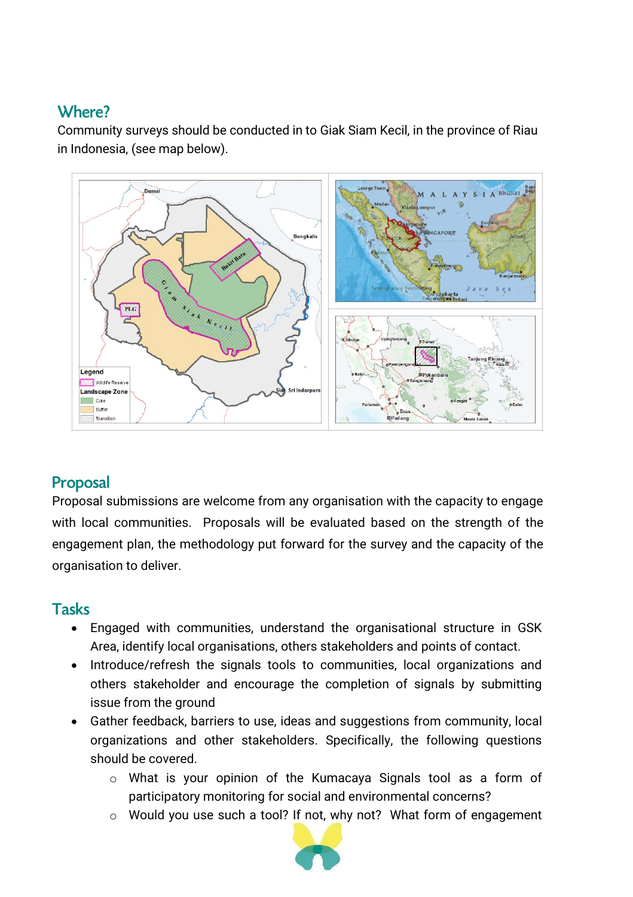## Where?

Community surveys should be conducted in to Giak Siam Kecil, in the province of Riau in Indonesia, (see map below).

## Proposal

Proposal submissions are welcome from any organisation with the capacity to engage with local communities. Proposals will be evaluated based on the strength of the engagement plan, the methodology put forward for the survey and the capacity of the organisation to deliver.

## Tasks

- Engaged with communities, understand the organisational structure in GSK Area, identify local organisations, others stakeholders and points of contact.
- Introduce/refresh the signals tools to communities, local organizations and others stakeholder and encourage the completion of signals by submitting issue from the ground
- Gather feedback, barriers to use, ideas and suggestions from community, local organizations and other stakeholders. Specifically, the following questions should be covered.
    - What is your opinion of the Kumacaya Signals tool as a form of participatory monitoring for social and environmental concerns?
    - Would you use such a tool? If not, why not? What form of engagement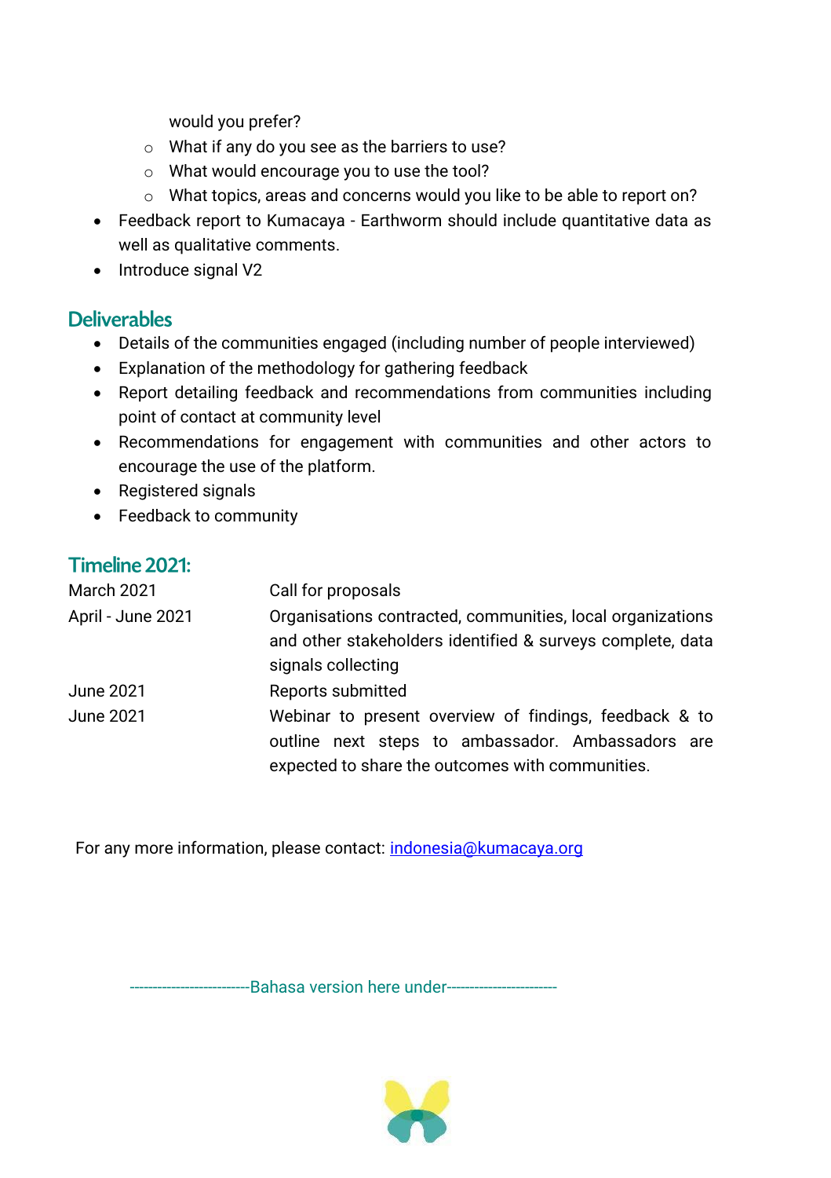would you prefer?
  - What if any do you see as the barriers to use?
  - What would encourage you to use the tool?
  - What topics, areas and concerns would you like to be able to report on?
- Feedback report to Kumacaya - Earthworm should include quantitative data as well as qualitative comments.
- Introduce signal V2

## Deliverables

- Details of the communities engaged (including number of people interviewed)
- Explanation of the methodology for gathering feedback
- Report detailing feedback and recommendations from communities including point of contact at community level
- Recommendations for engagement with communities and other actors to encourage the use of the platform.
- Registered signals
- Feedback to community

## Timeline 2021:

| | |
|---|---|
| March 2021 | Call for proposals |
| April - June 2021 | Organisations contracted, communities, local organizations and other stakeholders identified & surveys complete, data signals collecting |
| June 2021 | Reports submitted |
| June 2021 | Webinar to present overview of findings, feedback & to outline next steps to ambassador. Ambassadors are expected to share the outcomes with communities. |

For any more information, please contact: indonesia@kumacaya.org

-------------------------Bahasa version here under-----------------------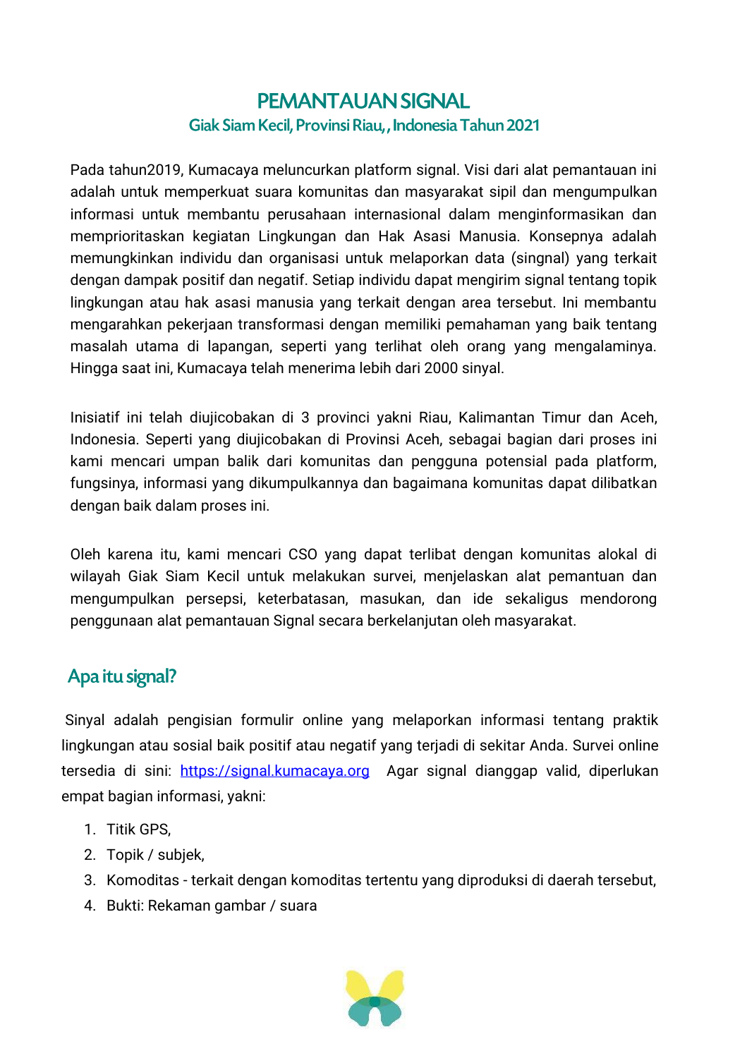# PEMANTAUAN SIGNAL

## Giak Siam Kecil, Provinsi Riau,, Indonesia Tahun 2021

Pada tahun2019, Kumacaya meluncurkan platform signal. Visi dari alat pemantauan ini adalah untuk memperkuat suara komunitas dan masyarakat sipil dan mengumpulkan informasi untuk membantu perusahaan internasional dalam menginformasikan dan memprioritaskan kegiatan Lingkungan dan Hak Asasi Manusia. Konsepnya adalah memungkinkan individu dan organisasi untuk melaporkan data (singnal) yang terkait dengan dampak positif dan negatif. Setiap individu dapat mengirim signal tentang topik lingkungan atau hak asasi manusia yang terkait dengan area tersebut. Ini membantu mengarahkan pekerjaan transformasi dengan memiliki pemahaman yang baik tentang masalah utama di lapangan, seperti yang terlihat oleh orang yang mengalaminya. Hingga saat ini, Kumacaya telah menerima lebih dari 2000 sinyal.

Inisiatif ini telah diujicobakan di 3 provinci yakni Riau, Kalimantan Timur dan Aceh, Indonesia. Seperti yang diujicobakan di Provinsi Aceh, sebagai bagian dari proses ini kami mencari umpan balik dari komunitas dan pengguna potensial pada platform, fungsinya, informasi yang dikumpulkannya dan bagaimana komunitas dapat dilibatkan dengan baik dalam proses ini.

Oleh karena itu, kami mencari CSO yang dapat terlibat dengan komunitas alokal di wilayah Giak Siam Kecil untuk melakukan survei, menjelaskan alat pemantuan dan mengumpulkan persepsi, keterbatasan, masukan, dan ide sekaligus mendorong penggunaan alat pemantauan Signal secara berkelanjutan oleh masyarakat.

## Apa itu signal?

Sinyal adalah pengisian formulir online yang melaporkan informasi tentang praktik lingkungan atau sosial baik positif atau negatif yang terjadi di sekitar Anda. Survei online tersedia di sini: https://signal.kumacaya.org Agar signal dianggap valid, diperlukan empat bagian informasi, yakni:

1. Titik GPS,
2. Topik / subjek,
3. Komoditas - terkait dengan komoditas tertentu yang diproduksi di daerah tersebut,
4. Bukti: Rekaman gambar / suara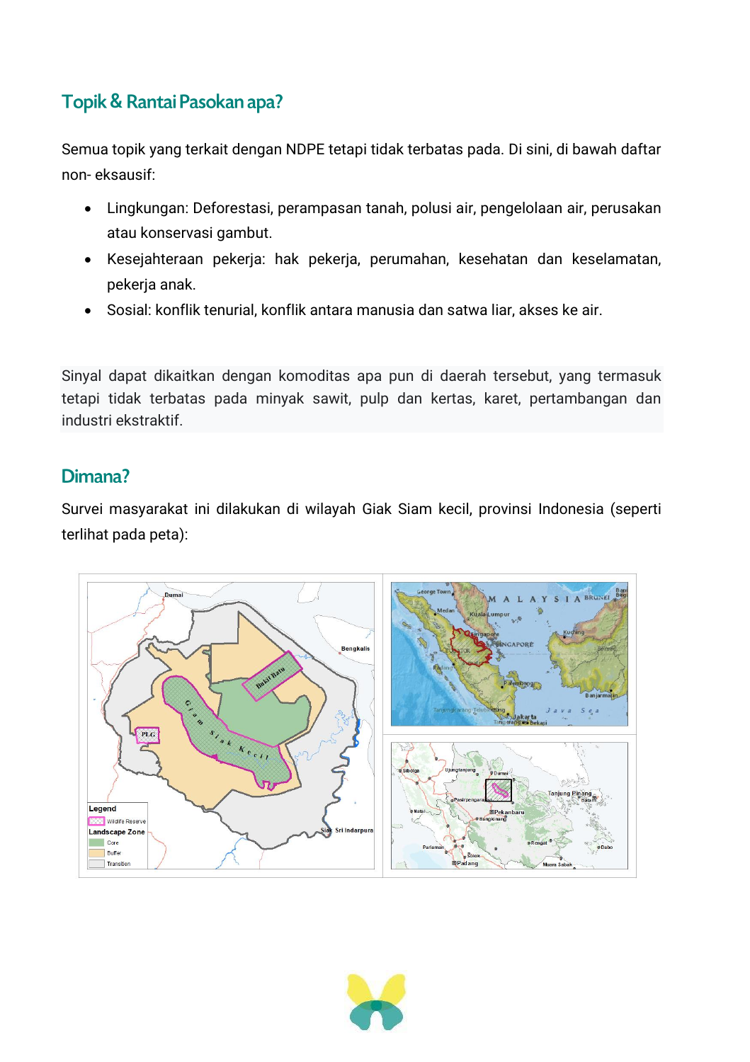## Topik & Rantai Pasokan apa?

Semua topik yang terkait dengan NDPE tetapi tidak terbatas pada. Di sini, di bawah daftar non- eksausif:

- Lingkungan: Deforestasi, perampasan tanah, polusi air, pengelolaan air, perusakan atau konservasi gambut.
- Kesejahteraan pekerja: hak pekerja, perumahan, kesehatan dan keselamatan, pekerja anak.
- Sosial: konflik tenurial, konflik antara manusia dan satwa liar, akses ke air.

Sinyal dapat dikaitkan dengan komoditas apa pun di daerah tersebut, yang termasuk tetapi tidak terbatas pada minyak sawit, pulp dan kertas, karet, pertambangan dan industri ekstraktif.

## Dimana?

Survei masyarakat ini dilakukan di wilayah Giak Siam kecil, provinsi Indonesia (seperti terlihat pada peta):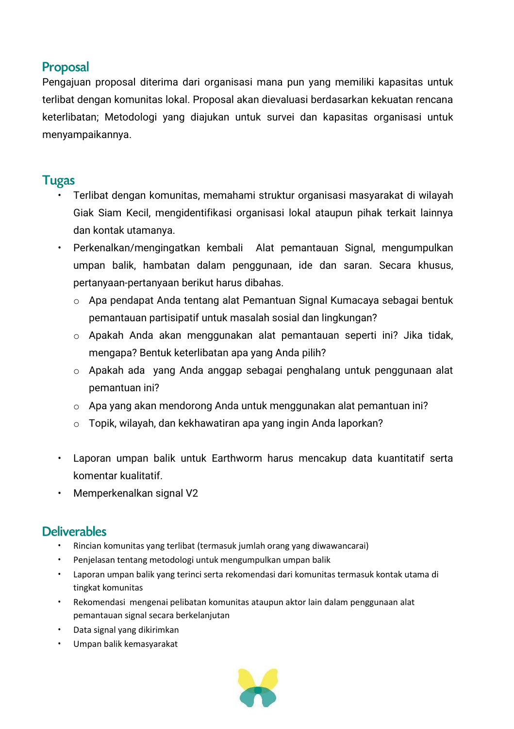## Proposal

Pengajuan proposal diterima dari organisasi mana pun yang memiliki kapasitas untuk terlibat dengan komunitas lokal. Proposal akan dievaluasi berdasarkan kekuatan rencana keterlibatan; Metodologi yang diajukan untuk survei dan kapasitas organisasi untuk menyampaikannya.

## Tugas

- Terlibat dengan komunitas, memahami struktur organisasi masyarakat di wilayah Giak Siam Kecil, mengidentifikasi organisasi lokal ataupun pihak terkait lainnya dan kontak utamanya.
- Perkenalkan/mengingatkan kembali Alat pemantauan Signal, mengumpulkan umpan balik, hambatan dalam penggunaan, ide dan saran. Secara khusus, pertanyaan-pertanyaan berikut harus dibahas.
  - Apa pendapat Anda tentang alat Pemantuan Signal Kumacaya sebagai bentuk pemantauan partisipatif untuk masalah sosial dan lingkungan?
  - Apakah Anda akan menggunakan alat pemantauan seperti ini? Jika tidak, mengapa? Bentuk keterlibatan apa yang Anda pilih?
  - Apakah ada yang Anda anggap sebagai penghalang untuk penggunaan alat pemantuan ini?
  - Apa yang akan mendorong Anda untuk menggunakan alat pemantuan ini?
  - Topik, wilayah, dan kekhawatiran apa yang ingin Anda laporkan?

- Laporan umpan balik untuk Earthworm harus mencakup data kuantitatif serta komentar kualitatif.
- Memperkenalkan signal V2

## Deliverables

- Rincian komunitas yang terlibat (termasuk jumlah orang yang diwawancarai)
- Penjelasan tentang metodologi untuk mengumpulkan umpan balik
- Laporan umpan balik yang terinci serta rekomendasi dari komunitas termasuk kontak utama di tingkat komunitas
- Rekomendasi mengenai pelibatan komunitas ataupun aktor lain dalam penggunaan alat pemantauan signal secara berkelanjutan
- Data signal yang dikirimkan
- Umpan balik kemasyarakat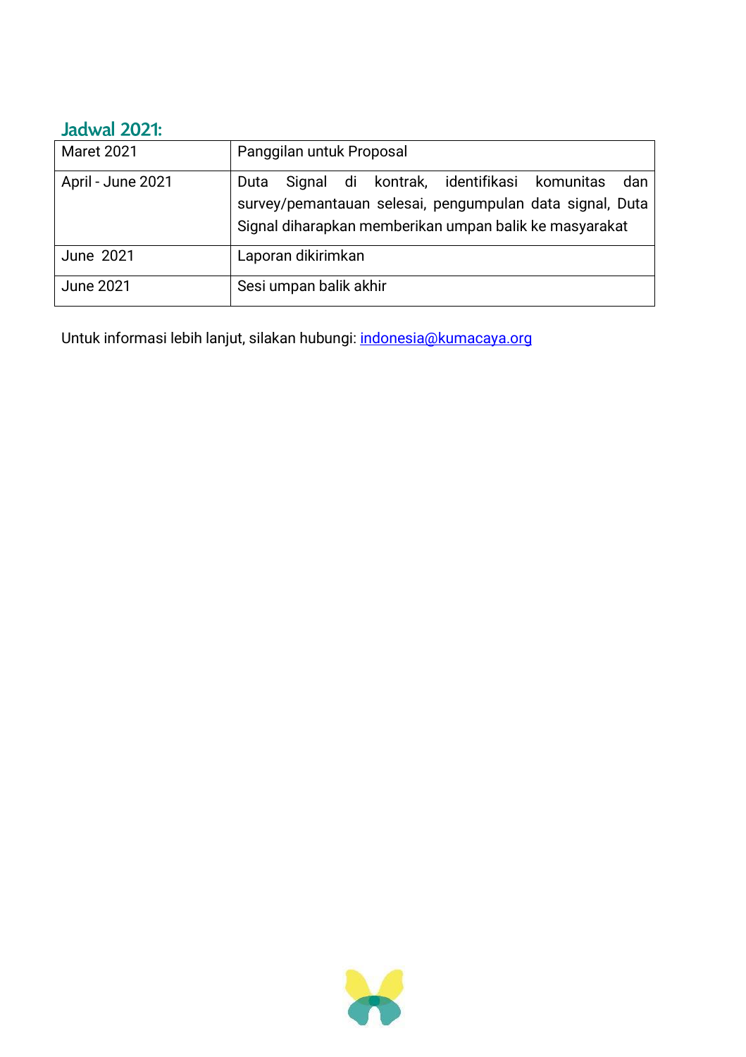## Jadwal 2021:

| | |
|---|---|
| Maret 2021 | Panggilan untuk Proposal |
| April - June 2021 | Duta Signal di kontrak, identifikasi komunitas dan survey/pemantauan selesai, pengumpulan data signal, Duta Signal diharapkan memberikan umpan balik ke masyarakat |
| June 2021 | Laporan dikirimkan |
| June 2021 | Sesi umpan balik akhir |

Untuk informasi lebih lanjut, silakan hubungi: indonesia@kumacaya.org